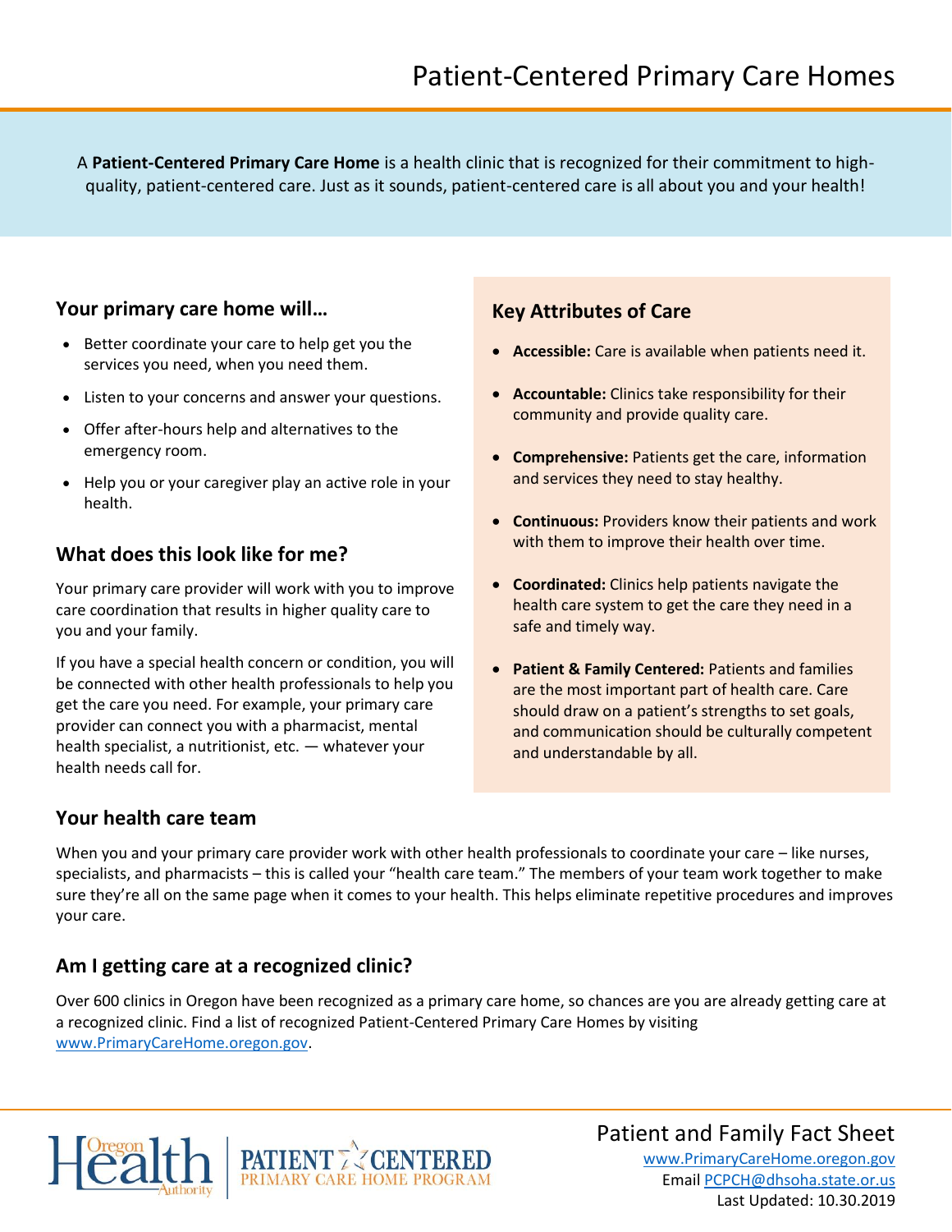# Patient-Centered Primary Care Homes

A **Patient-Centered Primary Care Home** is a health clinic that is recognized for their commitment to high-quality, patient-centered care. Just as it sounds, patient-centered care is all about you and your health!

## Your primary care home will…

- Better coordinate your care to help get you the services you need, when you need them.
- Listen to your concerns and answer your questions.
- Offer after-hours help and alternatives to the emergency room.
- Help you or your caregiver play an active role in your health.

## What does this look like for me?

Your primary care provider will work with you to improve care coordination that results in higher quality care to you and your family.

If you have a special health concern or condition, you will be connected with other health professionals to help you get the care you need. For example, your primary care provider can connect you with a pharmacist, mental health specialist, a nutritionist, etc. — whatever your health needs call for.

## Key Attributes of Care

- **Accessible:** Care is available when patients need it.
- **Accountable:** Clinics take responsibility for their community and provide quality care.
- **Comprehensive:** Patients get the care, information and services they need to stay healthy.
- **Continuous:** Providers know their patients and work with them to improve their health over time.
- **Coordinated:** Clinics help patients navigate the health care system to get the care they need in a safe and timely way.
- **Patient & Family Centered:** Patients and families are the most important part of health care. Care should draw on a patient's strengths to set goals, and communication should be culturally competent and understandable by all.

## Your health care team

When you and your primary care provider work with other health professionals to coordinate your care – like nurses, specialists, and pharmacists – this is called your "health care team." The members of your team work together to make sure they're all on the same page when it comes to your health. This helps eliminate repetitive procedures and improves your care.

## Am I getting care at a recognized clinic?

Over 600 clinics in Oregon have been recognized as a primary care home, so chances are you are already getting care at a recognized clinic. Find a list of recognized Patient-Centered Primary Care Homes by visiting www.PrimaryCareHome.oregon.gov.

Oregon Health Authority | PATIENT CENTERED PRIMARY CARE HOME PROGRAM

Patient and Family Fact Sheet

www.PrimaryCareHome.oregon.gov

Email PCPCH@dhsoha.state.or.us

Last Updated: 10.30.2019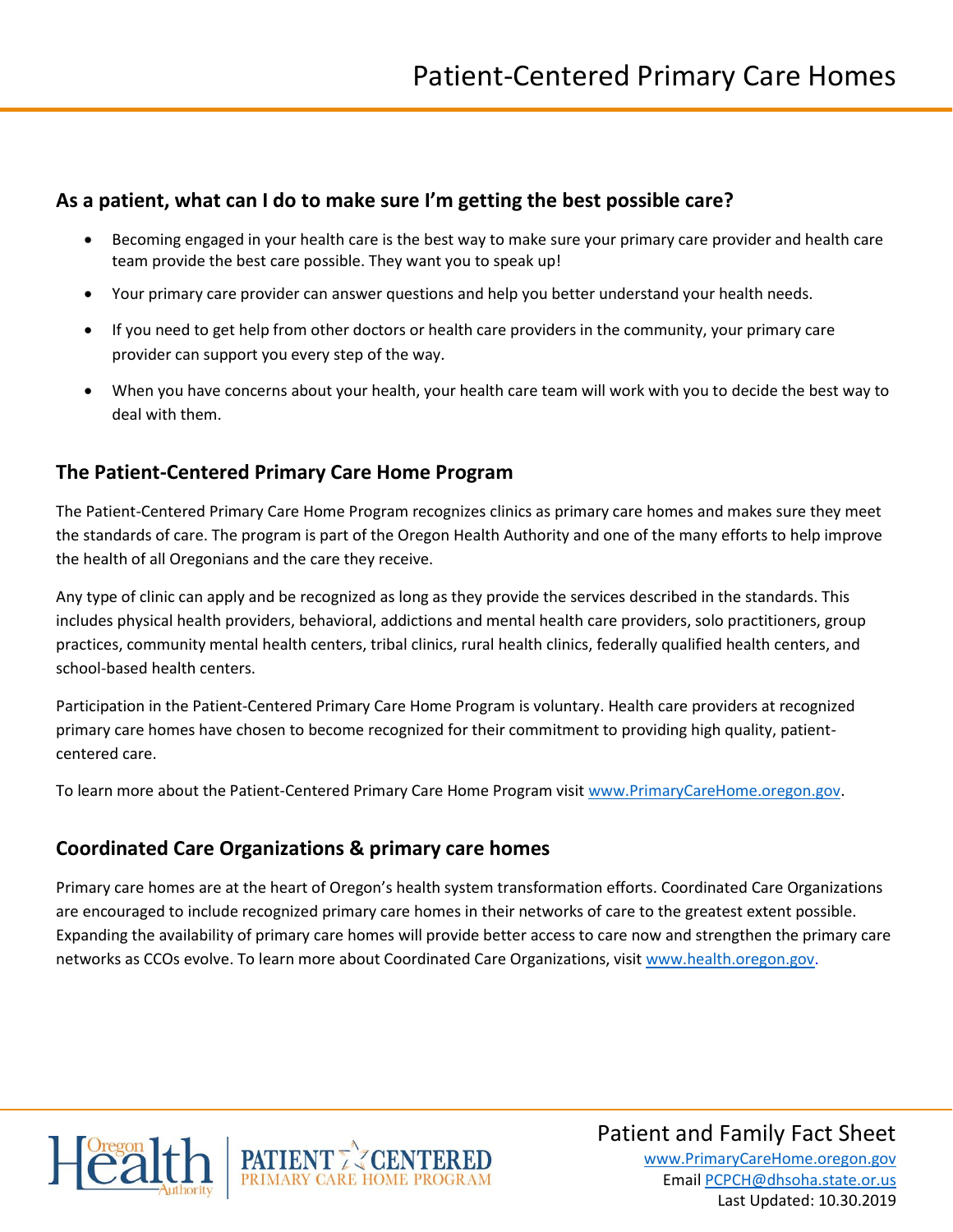## As a patient, what can I do to make sure I'm getting the best possible care?

- Becoming engaged in your health care is the best way to make sure your primary care provider and health care team provide the best care possible. They want you to speak up!
- Your primary care provider can answer questions and help you better understand your health needs.
- If you need to get help from other doctors or health care providers in the community, your primary care provider can support you every step of the way.
- When you have concerns about your health, your health care team will work with you to decide the best way to deal with them.

## The Patient-Centered Primary Care Home Program

The Patient-Centered Primary Care Home Program recognizes clinics as primary care homes and makes sure they meet the standards of care. The program is part of the Oregon Health Authority and one of the many efforts to help improve the health of all Oregonians and the care they receive.

Any type of clinic can apply and be recognized as long as they provide the services described in the standards. This includes physical health providers, behavioral, addictions and mental health care providers, solo practitioners, group practices, community mental health centers, tribal clinics, rural health clinics, federally qualified health centers, and school-based health centers.

Participation in the Patient-Centered Primary Care Home Program is voluntary. Health care providers at recognized primary care homes have chosen to become recognized for their commitment to providing high quality, patient-centered care.

To learn more about the Patient-Centered Primary Care Home Program visit www.PrimaryCareHome.oregon.gov.

## Coordinated Care Organizations & primary care homes

Primary care homes are at the heart of Oregon's health system transformation efforts. Coordinated Care Organizations are encouraged to include recognized primary care homes in their networks of care to the greatest extent possible. Expanding the availability of primary care homes will provide better access to care now and strengthen the primary care networks as CCOs evolve. To learn more about Coordinated Care Organizations, visit www.health.oregon.gov.

Oregon Health Authority | PATIENT CENTERED PRIMARY CARE HOME PROGRAM

Patient and Family Fact Sheet
www.PrimaryCareHome.oregon.gov
Email PCPCH@dhsoha.state.or.us
Last Updated: 10.30.2019